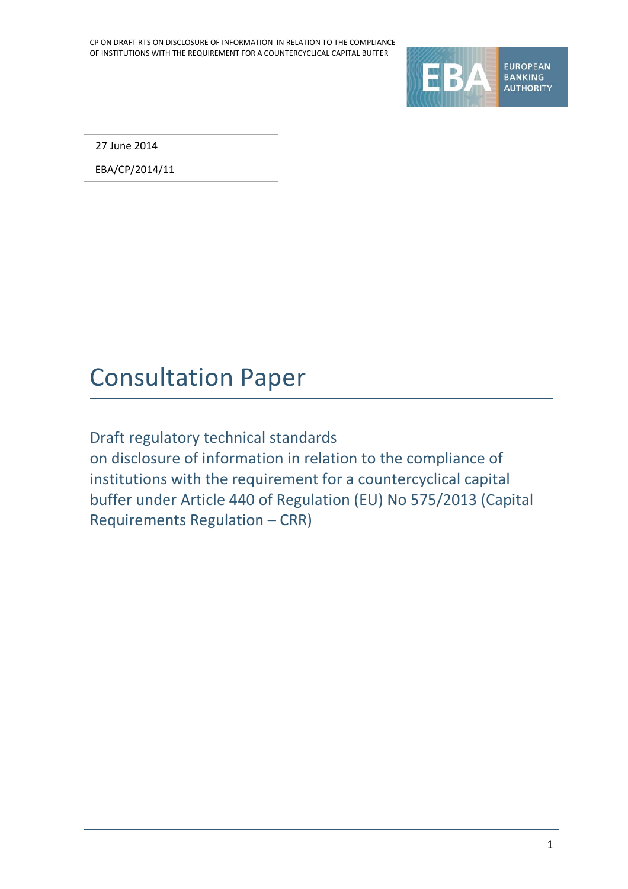27 June 2014

EBA/CP/2014/11

# Consultation Paper

## Draft regulatory technical standards on disclosure of information in relation to the compliance of institutions with the requirement for a countercyclical capital buffer under Article 440 of Regulation (EU) No 575/2013 (Capital Requirements Regulation – CRR)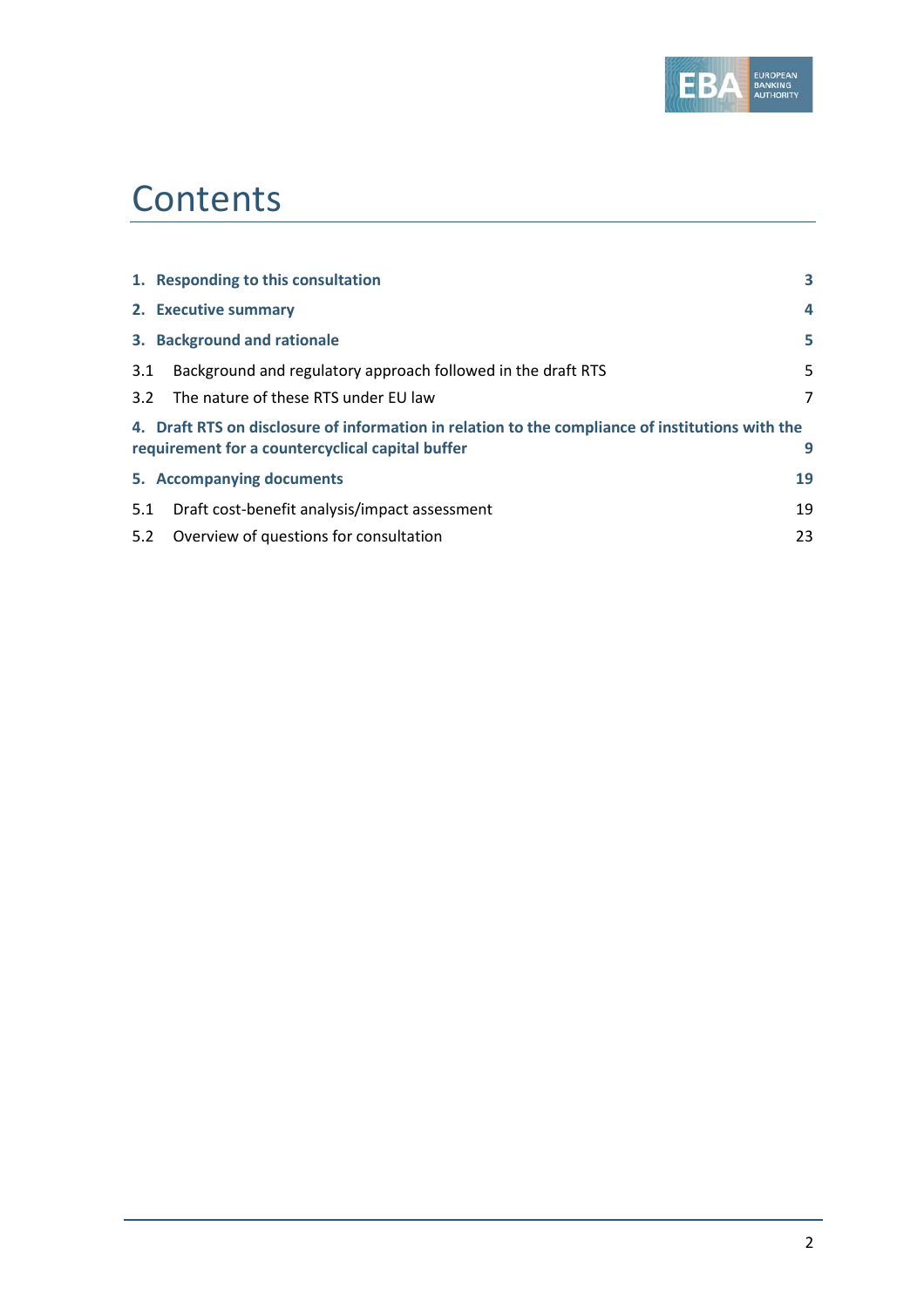# Contents

| | |
|---|---|
| **1. Responding to this consultation** | **3** |
| **2. Executive summary** | **4** |
| **3. Background and rationale** | **5** |
| 3.1 Background and regulatory approach followed in the draft RTS | 5 |
| 3.2 The nature of these RTS under EU law | 7 |
| **4. Draft RTS on disclosure of information in relation to the compliance of institutions with the requirement for a countercyclical capital buffer** | **9** |
| **5. Accompanying documents** | **19** |
| 5.1 Draft cost-benefit analysis/impact assessment | 19 |
| 5.2 Overview of questions for consultation | 23 |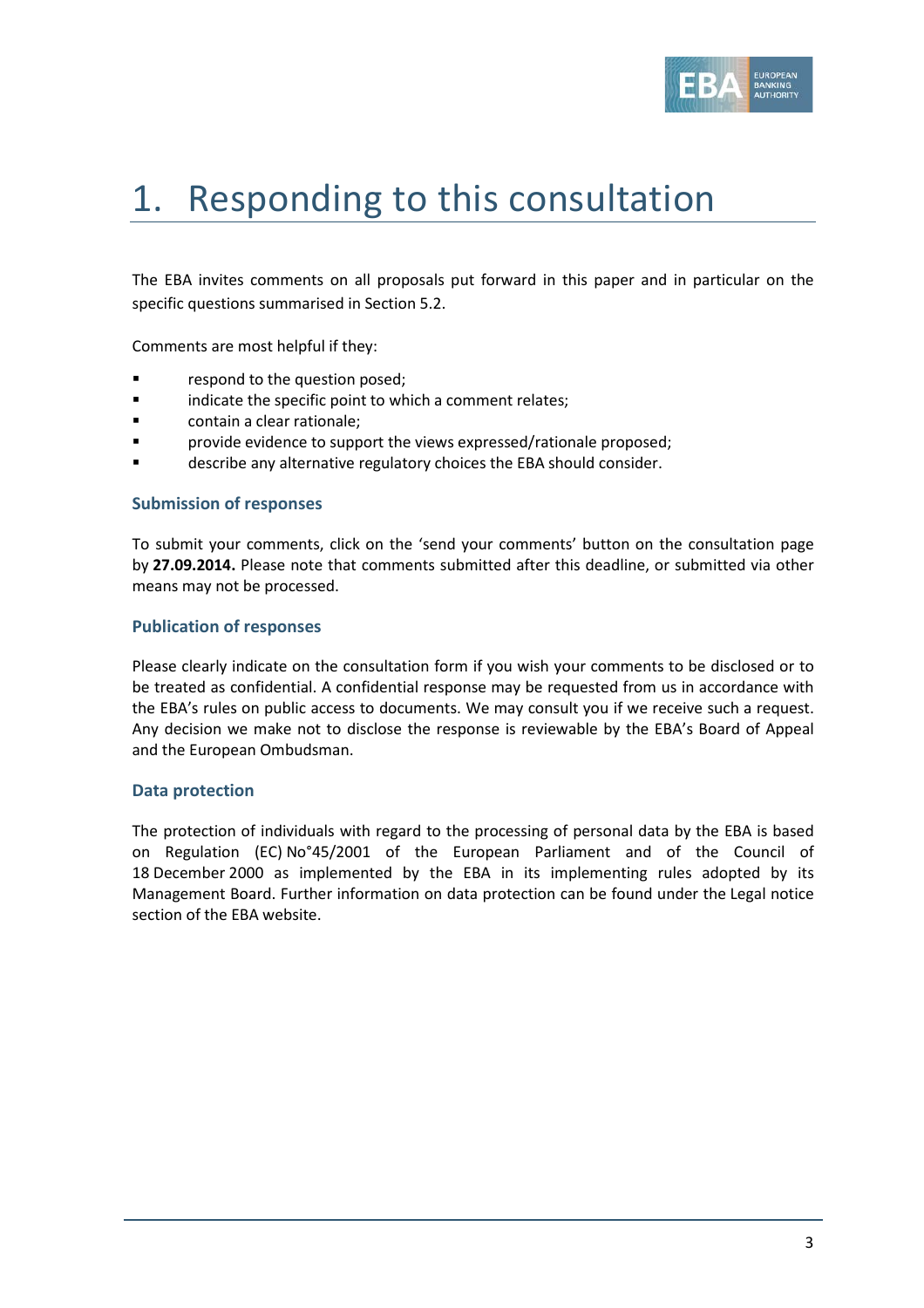# 1. Responding to this consultation

The EBA invites comments on all proposals put forward in this paper and in particular on the specific questions summarised in Section 5.2.

Comments are most helpful if they:

- respond to the question posed;
- indicate the specific point to which a comment relates;
- contain a clear rationale;
- provide evidence to support the views expressed/rationale proposed;
- describe any alternative regulatory choices the EBA should consider.

### Submission of responses

To submit your comments, click on the 'send your comments' button on the consultation page by **27.09.2014.** Please note that comments submitted after this deadline, or submitted via other means may not be processed.

### Publication of responses

Please clearly indicate on the consultation form if you wish your comments to be disclosed or to be treated as confidential. A confidential response may be requested from us in accordance with the EBA's rules on public access to documents. We may consult you if we receive such a request. Any decision we make not to disclose the response is reviewable by the EBA's Board of Appeal and the European Ombudsman.

### Data protection

The protection of individuals with regard to the processing of personal data by the EBA is based on Regulation (EC) No°45/2001 of the European Parliament and of the Council of 18 December 2000 as implemented by the EBA in its implementing rules adopted by its Management Board. Further information on data protection can be found under the Legal notice section of the EBA website.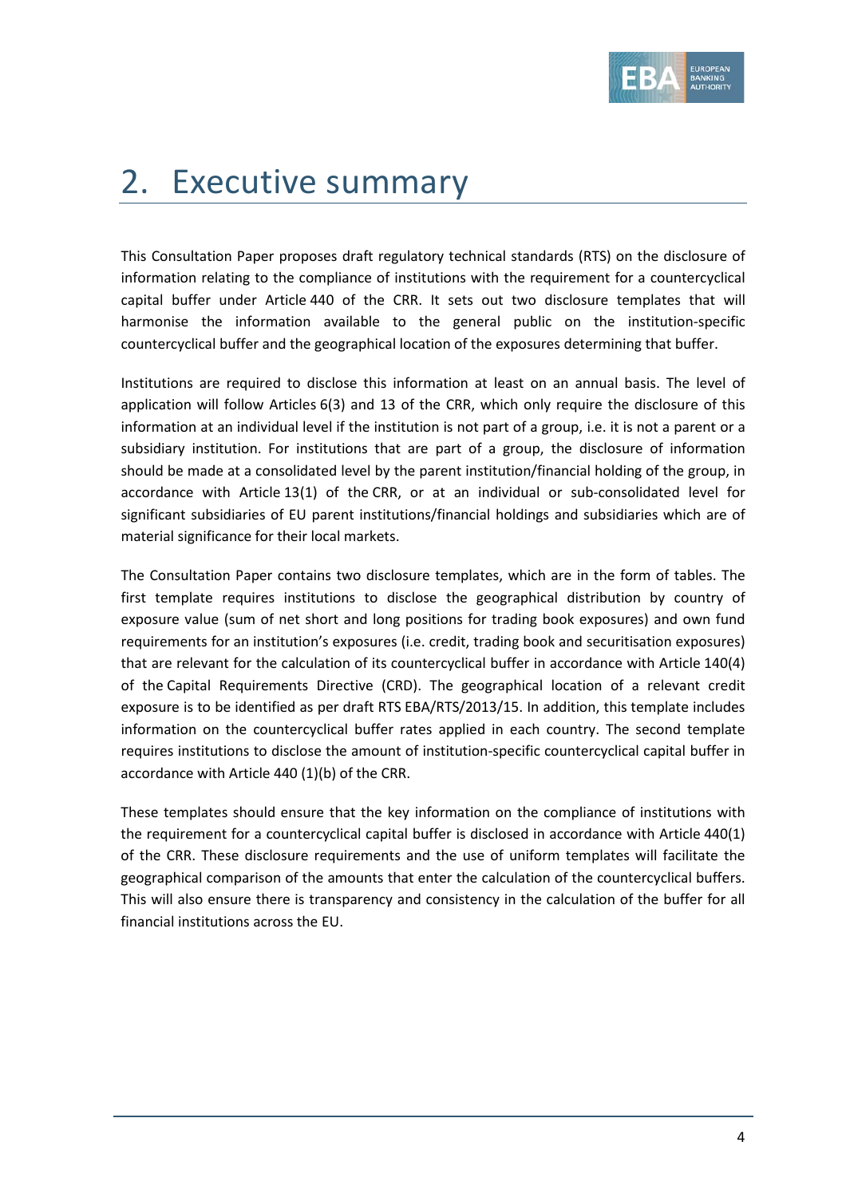# 2. Executive summary

This Consultation Paper proposes draft regulatory technical standards (RTS) on the disclosure of information relating to the compliance of institutions with the requirement for a countercyclical capital buffer under Article 440 of the CRR. It sets out two disclosure templates that will harmonise the information available to the general public on the institution-specific countercyclical buffer and the geographical location of the exposures determining that buffer.

Institutions are required to disclose this information at least on an annual basis. The level of application will follow Articles 6(3) and 13 of the CRR, which only require the disclosure of this information at an individual level if the institution is not part of a group, i.e. it is not a parent or a subsidiary institution. For institutions that are part of a group, the disclosure of information should be made at a consolidated level by the parent institution/financial holding of the group, in accordance with Article 13(1) of the CRR, or at an individual or sub-consolidated level for significant subsidiaries of EU parent institutions/financial holdings and subsidiaries which are of material significance for their local markets.

The Consultation Paper contains two disclosure templates, which are in the form of tables. The first template requires institutions to disclose the geographical distribution by country of exposure value (sum of net short and long positions for trading book exposures) and own fund requirements for an institution's exposures (i.e. credit, trading book and securitisation exposures) that are relevant for the calculation of its countercyclical buffer in accordance with Article 140(4) of the Capital Requirements Directive (CRD). The geographical location of a relevant credit exposure is to be identified as per draft RTS EBA/RTS/2013/15. In addition, this template includes information on the countercyclical buffer rates applied in each country. The second template requires institutions to disclose the amount of institution-specific countercyclical capital buffer in accordance with Article 440 (1)(b) of the CRR.

These templates should ensure that the key information on the compliance of institutions with the requirement for a countercyclical capital buffer is disclosed in accordance with Article 440(1) of the CRR. These disclosure requirements and the use of uniform templates will facilitate the geographical comparison of the amounts that enter the calculation of the countercyclical buffers. This will also ensure there is transparency and consistency in the calculation of the buffer for all financial institutions across the EU.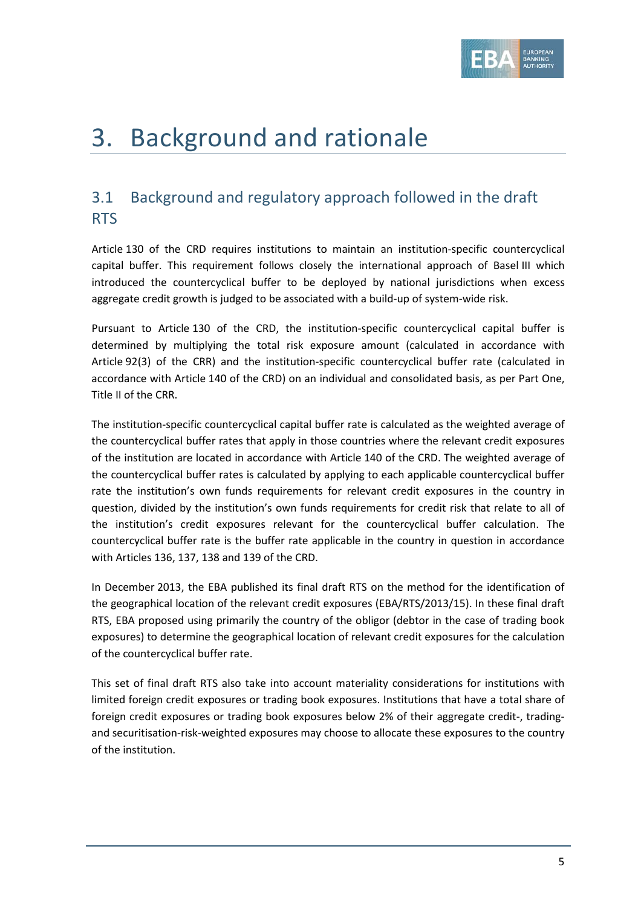# 3. Background and rationale

## 3.1 Background and regulatory approach followed in the draft RTS

Article 130 of the CRD requires institutions to maintain an institution-specific countercyclical capital buffer. This requirement follows closely the international approach of Basel III which introduced the countercyclical buffer to be deployed by national jurisdictions when excess aggregate credit growth is judged to be associated with a build-up of system-wide risk.

Pursuant to Article 130 of the CRD, the institution-specific countercyclical capital buffer is determined by multiplying the total risk exposure amount (calculated in accordance with Article 92(3) of the CRR) and the institution-specific countercyclical buffer rate (calculated in accordance with Article 140 of the CRD) on an individual and consolidated basis, as per Part One, Title II of the CRR.

The institution-specific countercyclical capital buffer rate is calculated as the weighted average of the countercyclical buffer rates that apply in those countries where the relevant credit exposures of the institution are located in accordance with Article 140 of the CRD. The weighted average of the countercyclical buffer rates is calculated by applying to each applicable countercyclical buffer rate the institution's own funds requirements for relevant credit exposures in the country in question, divided by the institution's own funds requirements for credit risk that relate to all of the institution's credit exposures relevant for the countercyclical buffer calculation. The countercyclical buffer rate is the buffer rate applicable in the country in question in accordance with Articles 136, 137, 138 and 139 of the CRD.

In December 2013, the EBA published its final draft RTS on the method for the identification of the geographical location of the relevant credit exposures (EBA/RTS/2013/15). In these final draft RTS, EBA proposed using primarily the country of the obligor (debtor in the case of trading book exposures) to determine the geographical location of relevant credit exposures for the calculation of the countercyclical buffer rate.

This set of final draft RTS also take into account materiality considerations for institutions with limited foreign credit exposures or trading book exposures. Institutions that have a total share of foreign credit exposures or trading book exposures below 2% of their aggregate credit-, trading- and securitisation-risk-weighted exposures may choose to allocate these exposures to the country of the institution.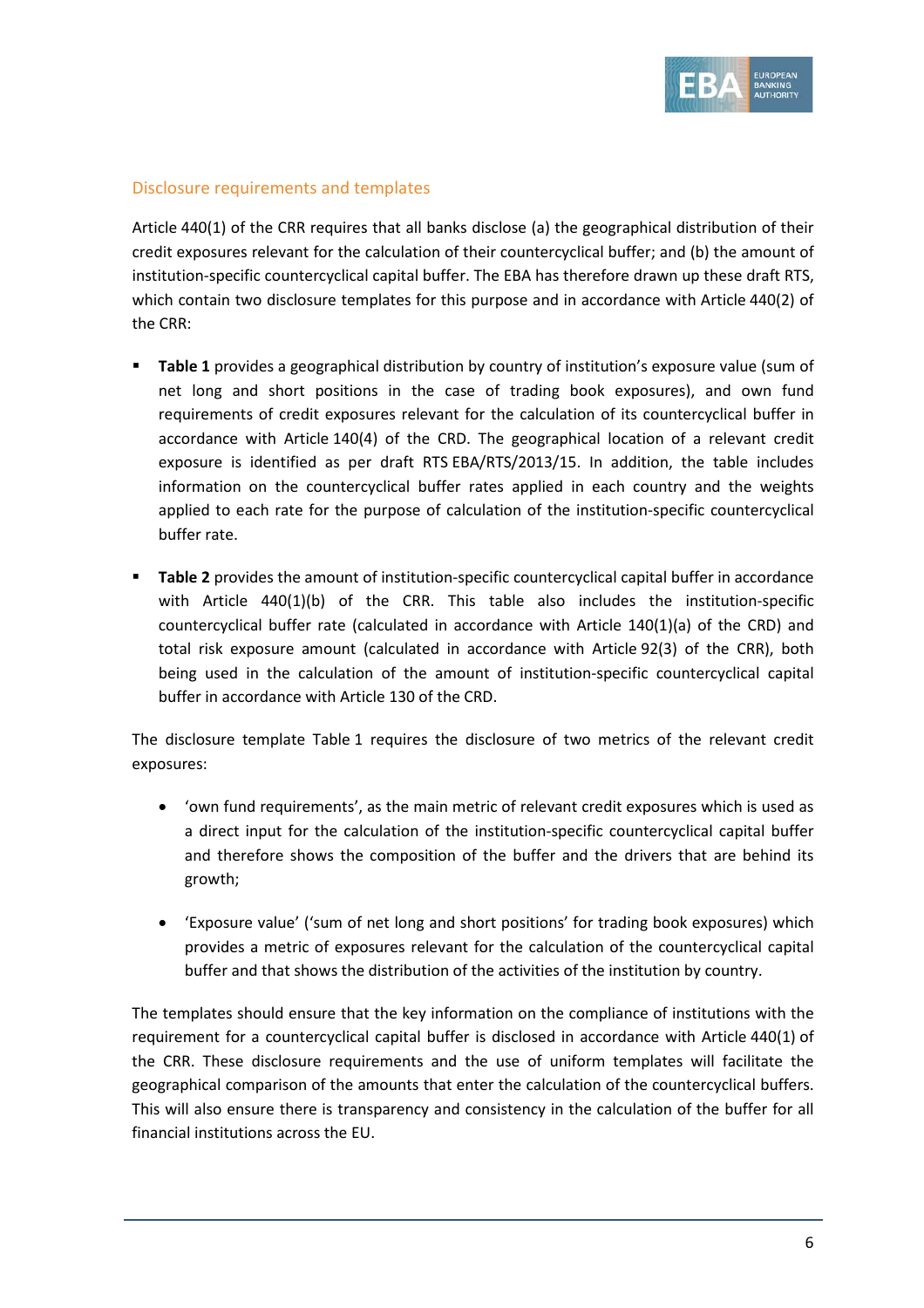## Disclosure requirements and templates

Article 440(1) of the CRR requires that all banks disclose (a) the geographical distribution of their credit exposures relevant for the calculation of their countercyclical buffer; and (b) the amount of institution-specific countercyclical capital buffer. The EBA has therefore drawn up these draft RTS, which contain two disclosure templates for this purpose and in accordance with Article 440(2) of the CRR:

- **Table 1** provides a geographical distribution by country of institution's exposure value (sum of net long and short positions in the case of trading book exposures), and own fund requirements of credit exposures relevant for the calculation of its countercyclical buffer in accordance with Article 140(4) of the CRD. The geographical location of a relevant credit exposure is identified as per draft RTS EBA/RTS/2013/15. In addition, the table includes information on the countercyclical buffer rates applied in each country and the weights applied to each rate for the purpose of calculation of the institution-specific countercyclical buffer rate.
- **Table 2** provides the amount of institution-specific countercyclical capital buffer in accordance with Article 440(1)(b) of the CRR. This table also includes the institution-specific countercyclical buffer rate (calculated in accordance with Article 140(1)(a) of the CRD) and total risk exposure amount (calculated in accordance with Article 92(3) of the CRR), both being used in the calculation of the amount of institution-specific countercyclical capital buffer in accordance with Article 130 of the CRD.

The disclosure template Table 1 requires the disclosure of two metrics of the relevant credit exposures:

- 'own fund requirements', as the main metric of relevant credit exposures which is used as a direct input for the calculation of the institution-specific countercyclical capital buffer and therefore shows the composition of the buffer and the drivers that are behind its growth;
- 'Exposure value' ('sum of net long and short positions' for trading book exposures) which provides a metric of exposures relevant for the calculation of the countercyclical capital buffer and that shows the distribution of the activities of the institution by country.

The templates should ensure that the key information on the compliance of institutions with the requirement for a countercyclical capital buffer is disclosed in accordance with Article 440(1) of the CRR. These disclosure requirements and the use of uniform templates will facilitate the geographical comparison of the amounts that enter the calculation of the countercyclical buffers. This will also ensure there is transparency and consistency in the calculation of the buffer for all financial institutions across the EU.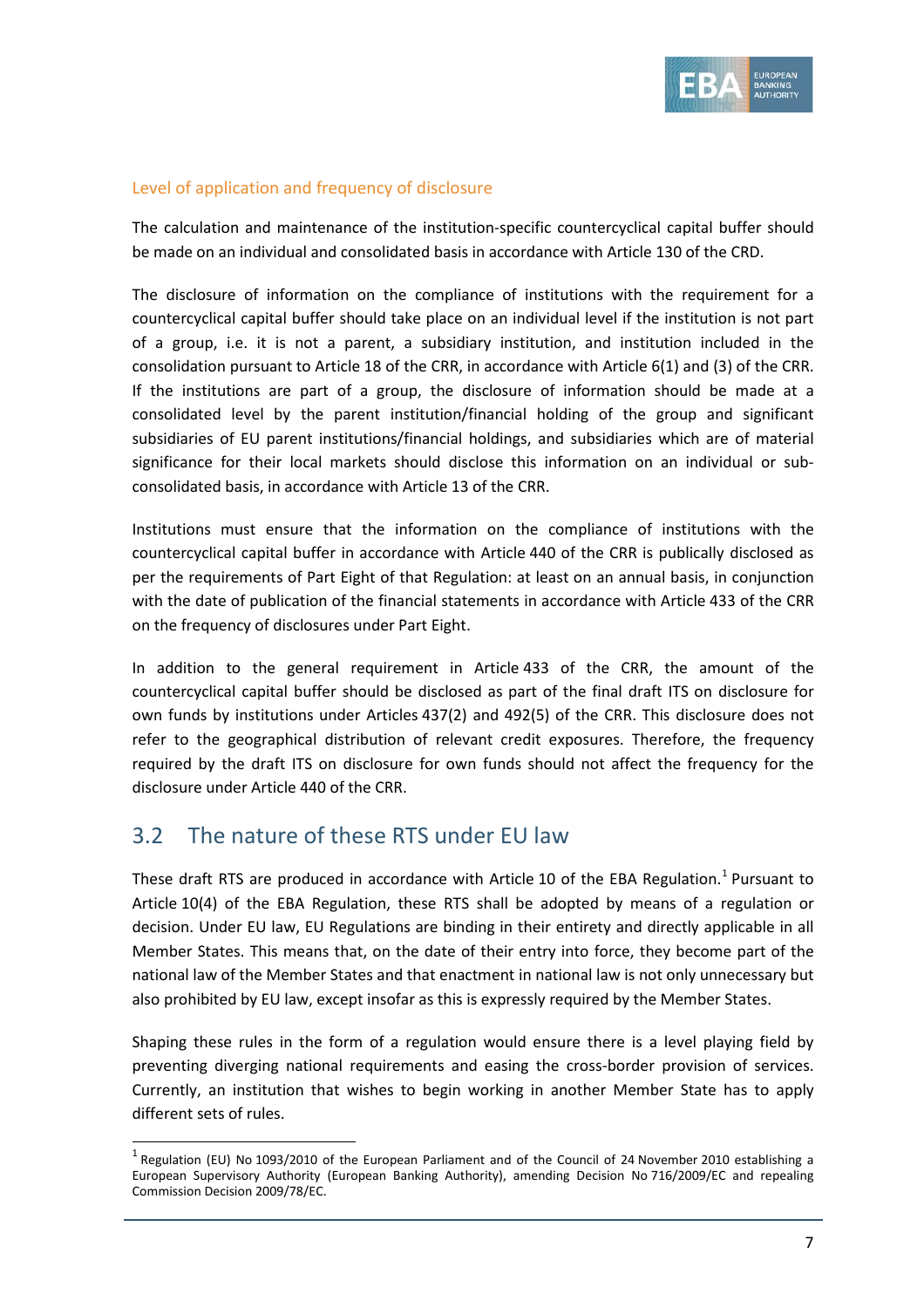### Level of application and frequency of disclosure

The calculation and maintenance of the institution-specific countercyclical capital buffer should be made on an individual and consolidated basis in accordance with Article 130 of the CRD.

The disclosure of information on the compliance of institutions with the requirement for a countercyclical capital buffer should take place on an individual level if the institution is not part of a group, i.e. it is not a parent, a subsidiary institution, and institution included in the consolidation pursuant to Article 18 of the CRR, in accordance with Article 6(1) and (3) of the CRR. If the institutions are part of a group, the disclosure of information should be made at a consolidated level by the parent institution/financial holding of the group and significant subsidiaries of EU parent institutions/financial holdings, and subsidiaries which are of material significance for their local markets should disclose this information on an individual or sub-consolidated basis, in accordance with Article 13 of the CRR.

Institutions must ensure that the information on the compliance of institutions with the countercyclical capital buffer in accordance with Article 440 of the CRR is publically disclosed as per the requirements of Part Eight of that Regulation: at least on an annual basis, in conjunction with the date of publication of the financial statements in accordance with Article 433 of the CRR on the frequency of disclosures under Part Eight.

In addition to the general requirement in Article 433 of the CRR, the amount of the countercyclical capital buffer should be disclosed as part of the final draft ITS on disclosure for own funds by institutions under Articles 437(2) and 492(5) of the CRR. This disclosure does not refer to the geographical distribution of relevant credit exposures. Therefore, the frequency required by the draft ITS on disclosure for own funds should not affect the frequency for the disclosure under Article 440 of the CRR.

## 3.2 The nature of these RTS under EU law

These draft RTS are produced in accordance with Article 10 of the EBA Regulation.[1] Pursuant to Article 10(4) of the EBA Regulation, these RTS shall be adopted by means of a regulation or decision. Under EU law, EU Regulations are binding in their entirety and directly applicable in all Member States. This means that, on the date of their entry into force, they become part of the national law of the Member States and that enactment in national law is not only unnecessary but also prohibited by EU law, except insofar as this is expressly required by the Member States.

Shaping these rules in the form of a regulation would ensure there is a level playing field by preventing diverging national requirements and easing the cross-border provision of services. Currently, an institution that wishes to begin working in another Member State has to apply different sets of rules.

[1] Regulation (EU) No 1093/2010 of the European Parliament and of the Council of 24 November 2010 establishing a European Supervisory Authority (European Banking Authority), amending Decision No 716/2009/EC and repealing Commission Decision 2009/78/EC.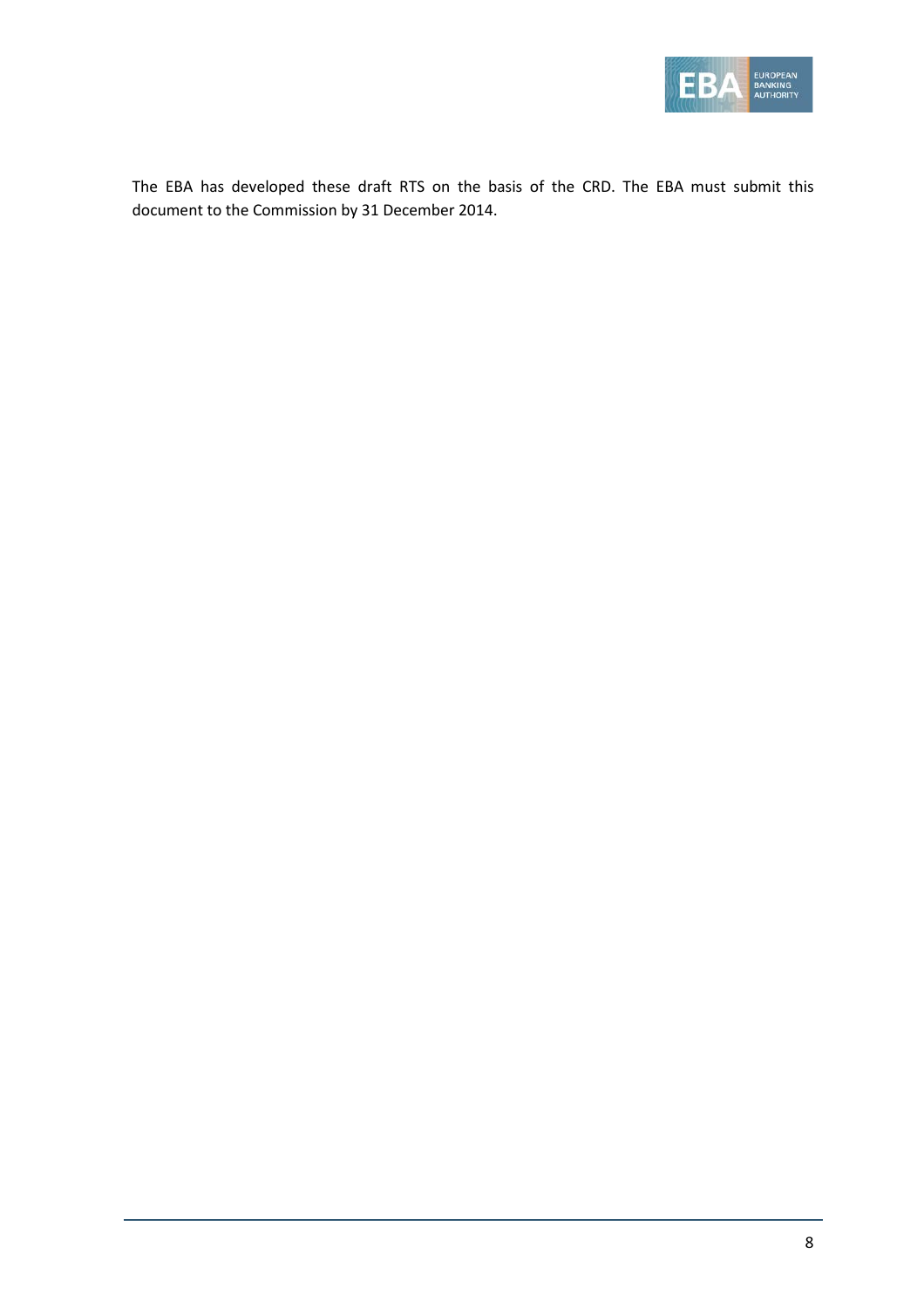The EBA has developed these draft RTS on the basis of the CRD. The EBA must submit this document to the Commission by 31 December 2014.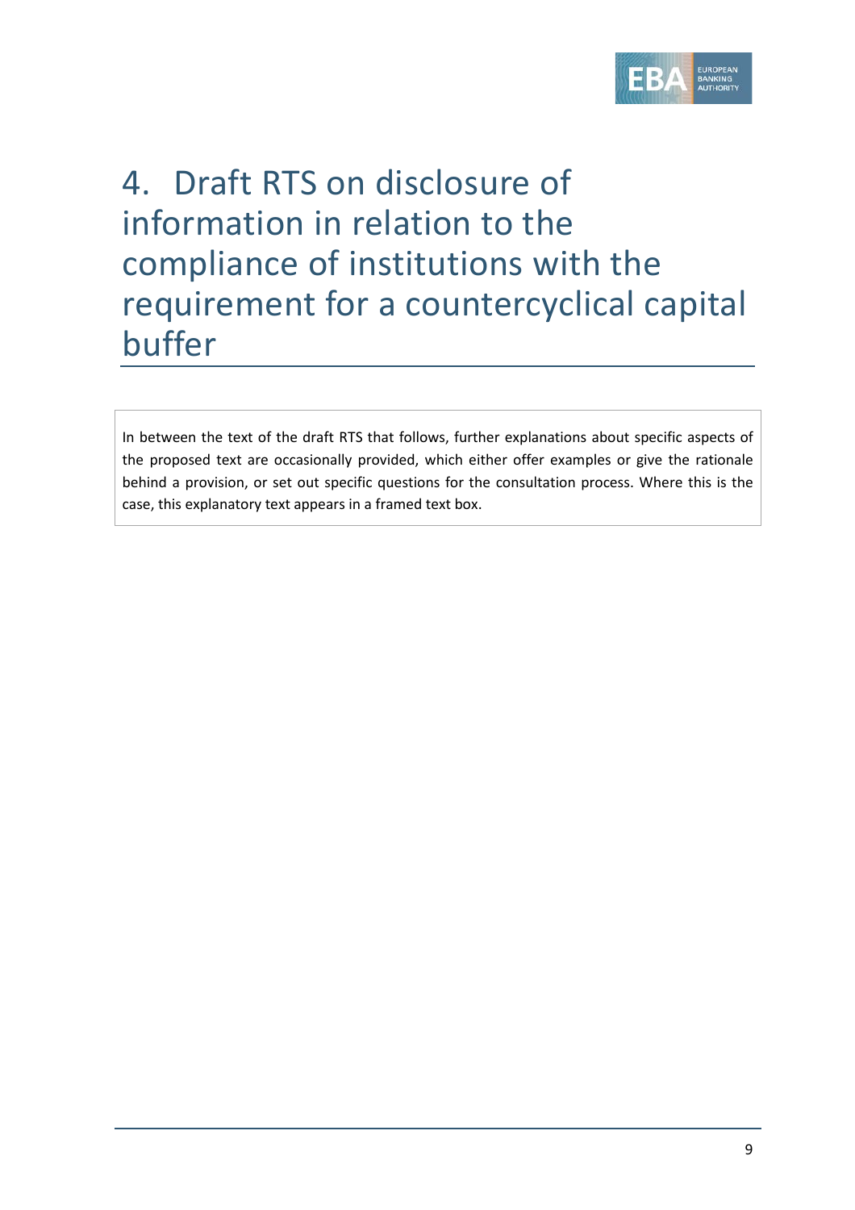# 4. Draft RTS on disclosure of information in relation to the compliance of institutions with the requirement for a countercyclical capital buffer

> In between the text of the draft RTS that follows, further explanations about specific aspects of the proposed text are occasionally provided, which either offer examples or give the rationale behind a provision, or set out specific questions for the consultation process. Where this is the case, this explanatory text appears in a framed text box.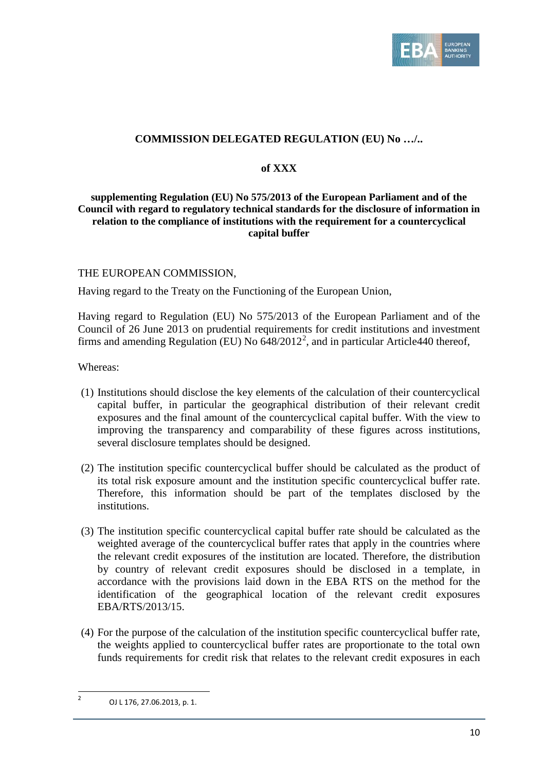**COMMISSION DELEGATED REGULATION (EU) No …/..**

**of XXX**

**supplementing Regulation (EU) No 575/2013 of the European Parliament and of the Council with regard to regulatory technical standards for the disclosure of information in relation to the compliance of institutions with the requirement for a countercyclical capital buffer**

THE EUROPEAN COMMISSION,

Having regard to the Treaty on the Functioning of the European Union,

Having regard to Regulation (EU) No 575/2013 of the European Parliament and of the Council of 26 June 2013 on prudential requirements for credit institutions and investment firms and amending Regulation (EU) No 648/2012[2], and in particular Article440 thereof,

Whereas:

(1) Institutions should disclose the key elements of the calculation of their countercyclical capital buffer, in particular the geographical distribution of their relevant credit exposures and the final amount of the countercyclical capital buffer. With the view to improving the transparency and comparability of these figures across institutions, several disclosure templates should be designed.

(2) The institution specific countercyclical buffer should be calculated as the product of its total risk exposure amount and the institution specific countercyclical buffer rate. Therefore, this information should be part of the templates disclosed by the institutions.

(3) The institution specific countercyclical capital buffer rate should be calculated as the weighted average of the countercyclical buffer rates that apply in the countries where the relevant credit exposures of the institution are located. Therefore, the distribution by country of relevant credit exposures should be disclosed in a template, in accordance with the provisions laid down in the EBA RTS on the method for the identification of the geographical location of the relevant credit exposures EBA/RTS/2013/15.

(4) For the purpose of the calculation of the institution specific countercyclical buffer rate, the weights applied to countercyclical buffer rates are proportionate to the total own funds requirements for credit risk that relates to the relevant credit exposures in each

---

[2] OJ L 176, 27.06.2013, p. 1.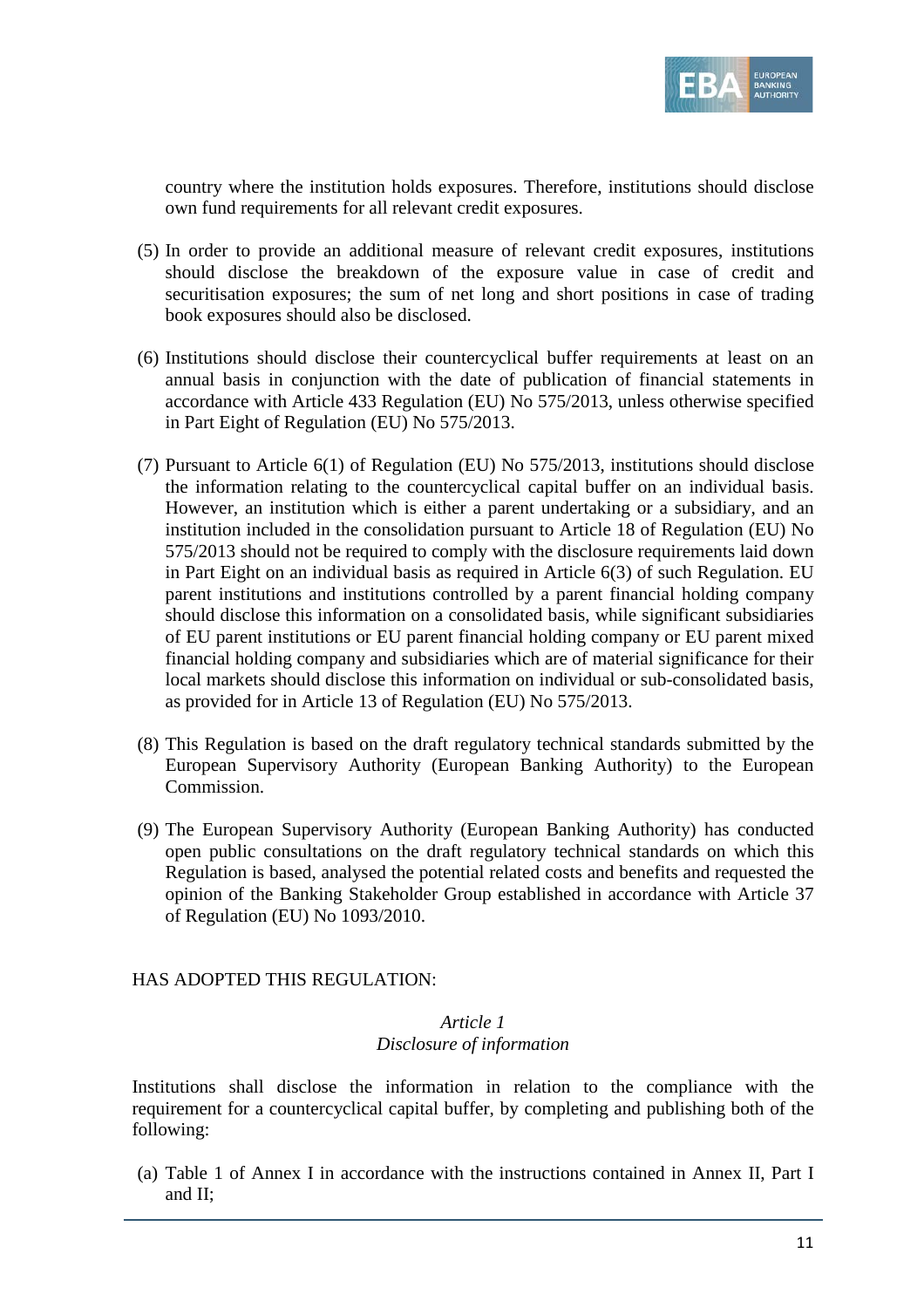country where the institution holds exposures. Therefore, institutions should disclose own fund requirements for all relevant credit exposures.

(5) In order to provide an additional measure of relevant credit exposures, institutions should disclose the breakdown of the exposure value in case of credit and securitisation exposures; the sum of net long and short positions in case of trading book exposures should also be disclosed.

(6) Institutions should disclose their countercyclical buffer requirements at least on an annual basis in conjunction with the date of publication of financial statements in accordance with Article 433 Regulation (EU) No 575/2013, unless otherwise specified in Part Eight of Regulation (EU) No 575/2013.

(7) Pursuant to Article 6(1) of Regulation (EU) No 575/2013, institutions should disclose the information relating to the countercyclical capital buffer on an individual basis. However, an institution which is either a parent undertaking or a subsidiary, and an institution included in the consolidation pursuant to Article 18 of Regulation (EU) No 575/2013 should not be required to comply with the disclosure requirements laid down in Part Eight on an individual basis as required in Article 6(3) of such Regulation. EU parent institutions and institutions controlled by a parent financial holding company should disclose this information on a consolidated basis, while significant subsidiaries of EU parent institutions or EU parent financial holding company or EU parent mixed financial holding company and subsidiaries which are of material significance for their local markets should disclose this information on individual or sub-consolidated basis, as provided for in Article 13 of Regulation (EU) No 575/2013.

(8) This Regulation is based on the draft regulatory technical standards submitted by the European Supervisory Authority (European Banking Authority) to the European Commission.

(9) The European Supervisory Authority (European Banking Authority) has conducted open public consultations on the draft regulatory technical standards on which this Regulation is based, analysed the potential related costs and benefits and requested the opinion of the Banking Stakeholder Group established in accordance with Article 37 of Regulation (EU) No 1093/2010.

HAS ADOPTED THIS REGULATION:

*Article 1*
*Disclosure of information*

Institutions shall disclose the information in relation to the compliance with the requirement for a countercyclical capital buffer, by completing and publishing both of the following:

(a) Table 1 of Annex I in accordance with the instructions contained in Annex II, Part I and II;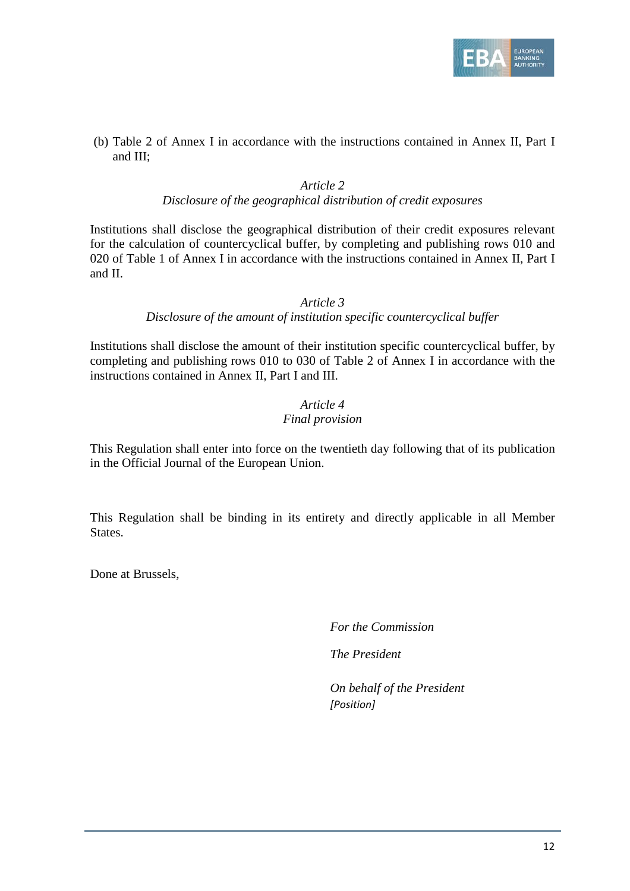(b) Table 2 of Annex I in accordance with the instructions contained in Annex II, Part I and III;

*Article 2*
*Disclosure of the geographical distribution of credit exposures*

Institutions shall disclose the geographical distribution of their credit exposures relevant for the calculation of countercyclical buffer, by completing and publishing rows 010 and 020 of Table 1 of Annex I in accordance with the instructions contained in Annex II, Part I and II.

*Article 3*
*Disclosure of the amount of institution specific countercyclical buffer*

Institutions shall disclose the amount of their institution specific countercyclical buffer, by completing and publishing rows 010 to 030 of Table 2 of Annex I in accordance with the instructions contained in Annex II, Part I and III.

*Article 4*
*Final provision*

This Regulation shall enter into force on the twentieth day following that of its publication in the Official Journal of the European Union.

This Regulation shall be binding in its entirety and directly applicable in all Member States.

Done at Brussels,

*For the Commission*

*The President*

*On behalf of the President*
*[Position]*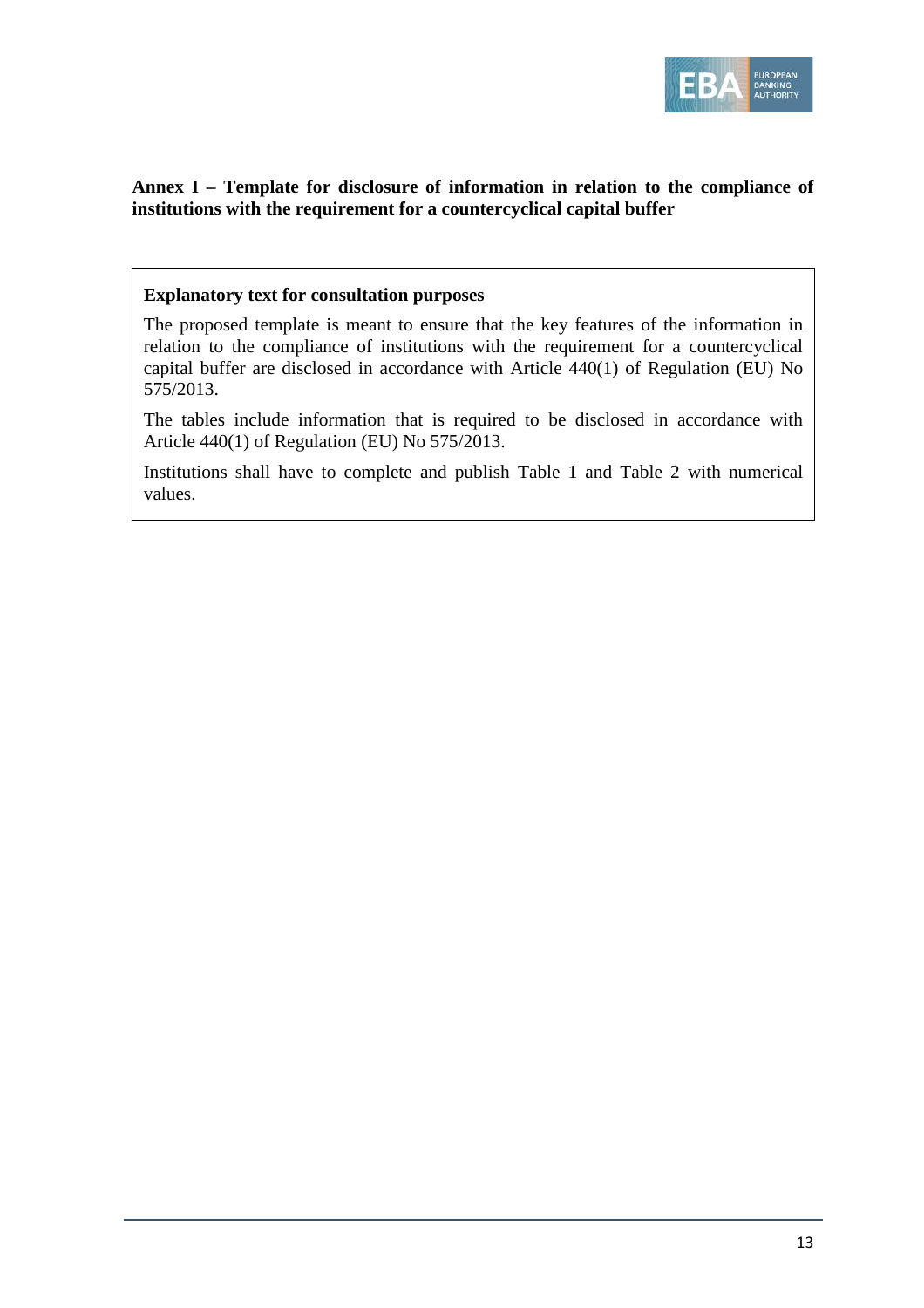**Annex I – Template for disclosure of information in relation to the compliance of institutions with the requirement for a countercyclical capital buffer**

**Explanatory text for consultation purposes**

The proposed template is meant to ensure that the key features of the information in relation to the compliance of institutions with the requirement for a countercyclical capital buffer are disclosed in accordance with Article 440(1) of Regulation (EU) No 575/2013.

The tables include information that is required to be disclosed in accordance with Article 440(1) of Regulation (EU) No 575/2013.

Institutions shall have to complete and publish Table 1 and Table 2 with numerical values.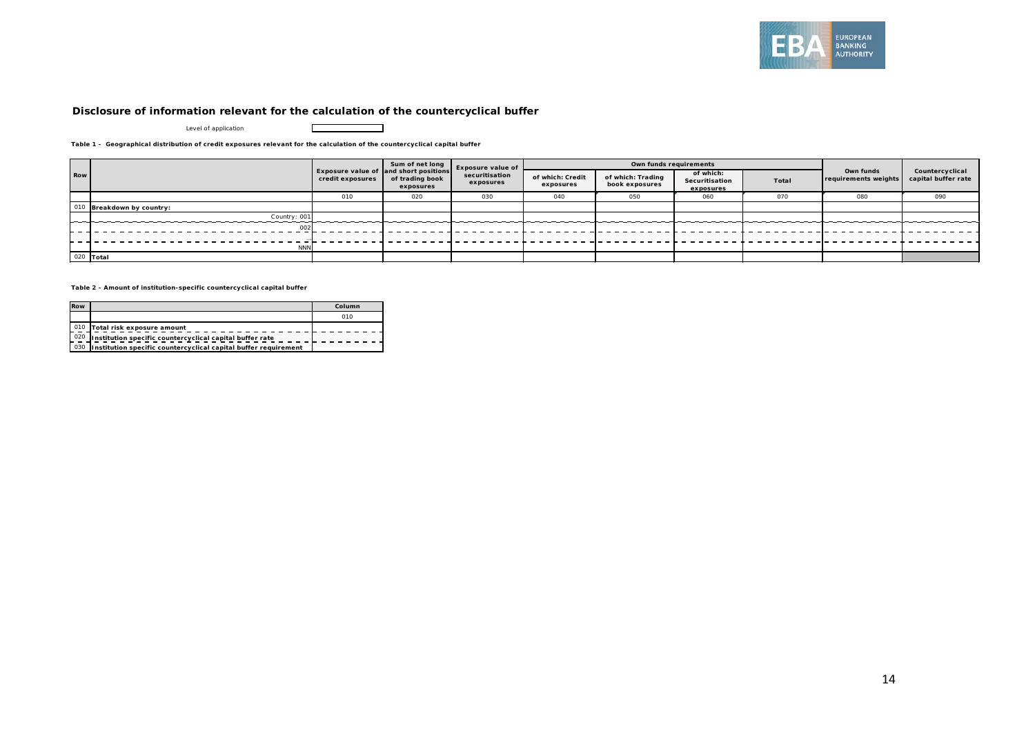## Disclosure of information relevant for the calculation of the countercyclical buffer

Level of application

**Table 1 - Geographical distribution of credit exposures relevant for the calculation of the countercyclical capital buffer**

| Row | | Exposure value of credit exposures | Sum of net long and short positions of trading book exposures | Exposure value of securitisation exposures | Own funds requirements | | | | Own funds requirements weights | Countercyclical capital buffer rate |
|---|---|---|---|---|---|---|---|---|---|---|
| | | | | | of which: Credit exposures | of which: Trading book exposures | of which: Securitisation exposures | Total | | |
| | | 010 | 020 | 030 | 040 | 050 | 060 | 070 | 080 | 090 |
| 010 | **Breakdown by country:** | | | | | | | | | |
| | Country: 001 | | | | | | | | | |
| | 002 | | | | | | | | | |
| | ... | | | | | | | | | |
| | NNN | | | | | | | | | |
| 020 | **Total** | | | | | | | | | |

**Table 2 - Amount of institution-specific countercyclical capital buffer**

| Row | | Column |
|---|---|---|
| | | 010 |
| 010 | **Total risk exposure amount** | |
| 020 | **Institution specific countercyclical capital buffer rate** | |
| 030 | **Institution specific countercyclical capital buffer requirement** | |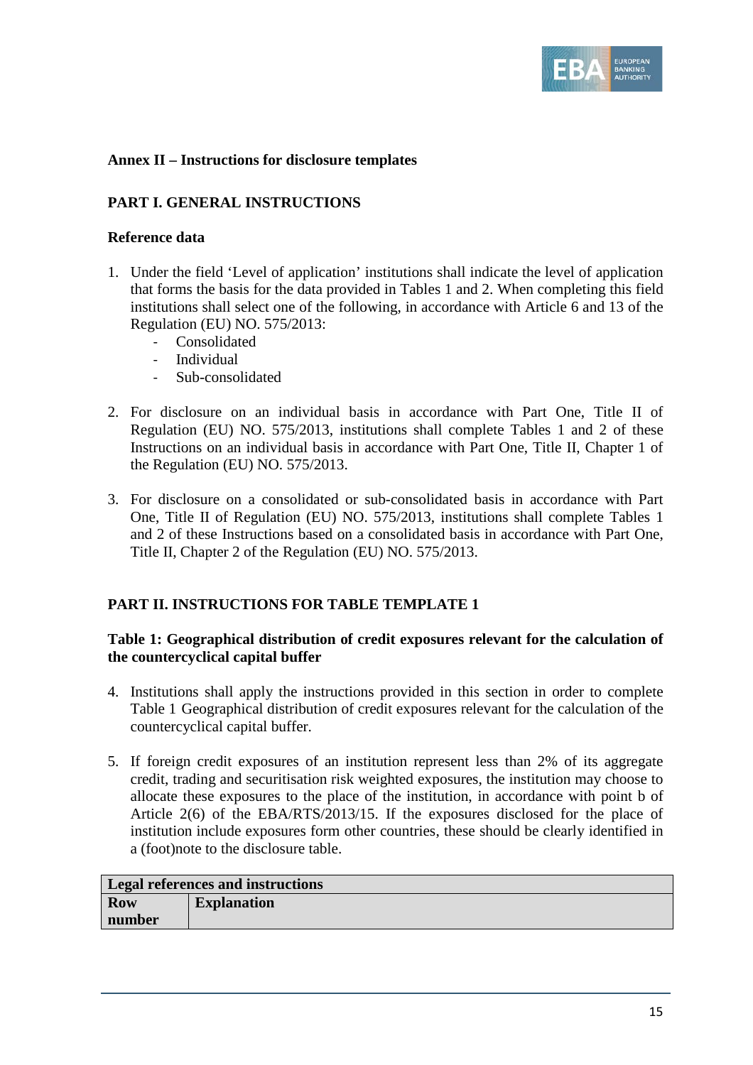**Annex II – Instructions for disclosure templates**

**PART I. GENERAL INSTRUCTIONS**

**Reference data**

1. Under the field 'Level of application' institutions shall indicate the level of application that forms the basis for the data provided in Tables 1 and 2. When completing this field institutions shall select one of the following, in accordance with Article 6 and 13 of the Regulation (EU) NO. 575/2013:
   - Consolidated
   - Individual
   - Sub-consolidated

2. For disclosure on an individual basis in accordance with Part One, Title II of Regulation (EU) NO. 575/2013, institutions shall complete Tables 1 and 2 of these Instructions on an individual basis in accordance with Part One, Title II, Chapter 1 of the Regulation (EU) NO. 575/2013.

3. For disclosure on a consolidated or sub-consolidated basis in accordance with Part One, Title II of Regulation (EU) NO. 575/2013, institutions shall complete Tables 1 and 2 of these Instructions based on a consolidated basis in accordance with Part One, Title II, Chapter 2 of the Regulation (EU) NO. 575/2013.

**PART II. INSTRUCTIONS FOR TABLE TEMPLATE 1**

**Table 1: Geographical distribution of credit exposures relevant for the calculation of the countercyclical capital buffer**

4. Institutions shall apply the instructions provided in this section in order to complete Table 1 Geographical distribution of credit exposures relevant for the calculation of the countercyclical capital buffer.

5. If foreign credit exposures of an institution represent less than 2% of its aggregate credit, trading and securitisation risk weighted exposures, the institution may choose to allocate these exposures to the place of the institution, in accordance with point b of Article 2(6) of the EBA/RTS/2013/15. If the exposures disclosed for the place of institution include exposures form other countries, these should be clearly identified in a (foot)note to the disclosure table.

| **Legal references and instructions** | |
|---|---|
| **Row number** | **Explanation** |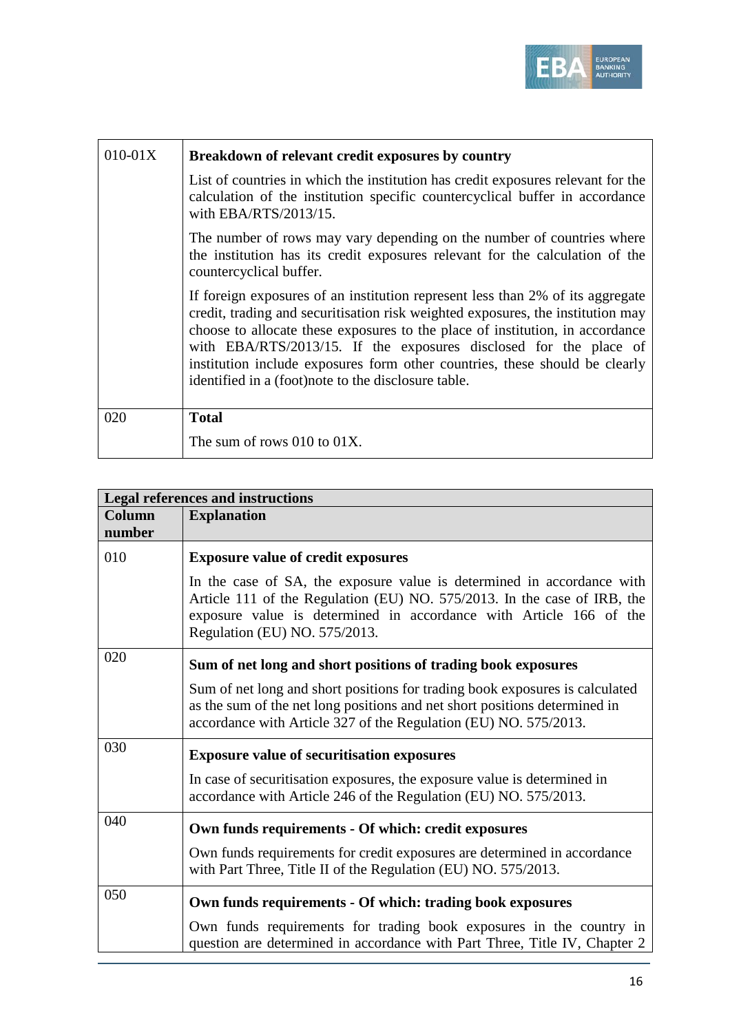| | |
|---|---|
| 010-01X | **Breakdown of relevant credit exposures by country**<br><br>List of countries in which the institution has credit exposures relevant for the calculation of the institution specific countercyclical buffer in accordance with EBA/RTS/2013/15.<br><br>The number of rows may vary depending on the number of countries where the institution has its credit exposures relevant for the calculation of the countercyclical buffer.<br><br>If foreign exposures of an institution represent less than 2% of its aggregate credit, trading and securitisation risk weighted exposures, the institution may choose to allocate these exposures to the place of institution, in accordance with EBA/RTS/2013/15. If the exposures disclosed for the place of institution include exposures form other countries, these should be clearly identified in a (foot)note to the disclosure table. |
| 020 | **Total**<br><br>The sum of rows 010 to 01X. |

| Legal references and instructions | |
|---|---|
| **Column number** | **Explanation** |
| 010 | **Exposure value of credit exposures**<br><br>In the case of SA, the exposure value is determined in accordance with Article 111 of the Regulation (EU) NO. 575/2013. In the case of IRB, the exposure value is determined in accordance with Article 166 of the Regulation (EU) NO. 575/2013. |
| 020 | **Sum of net long and short positions of trading book exposures**<br><br>Sum of net long and short positions for trading book exposures is calculated as the sum of the net long positions and net short positions determined in accordance with Article 327 of the Regulation (EU) NO. 575/2013. |
| 030 | **Exposure value of securitisation exposures**<br><br>In case of securitisation exposures, the exposure value is determined in accordance with Article 246 of the Regulation (EU) NO. 575/2013. |
| 040 | **Own funds requirements - Of which: credit exposures**<br><br>Own funds requirements for credit exposures are determined in accordance with Part Three, Title II of the Regulation (EU) NO. 575/2013. |
| 050 | **Own funds requirements - Of which: trading book exposures**<br><br>Own funds requirements for trading book exposures in the country in question are determined in accordance with Part Three, Title IV, Chapter 2 |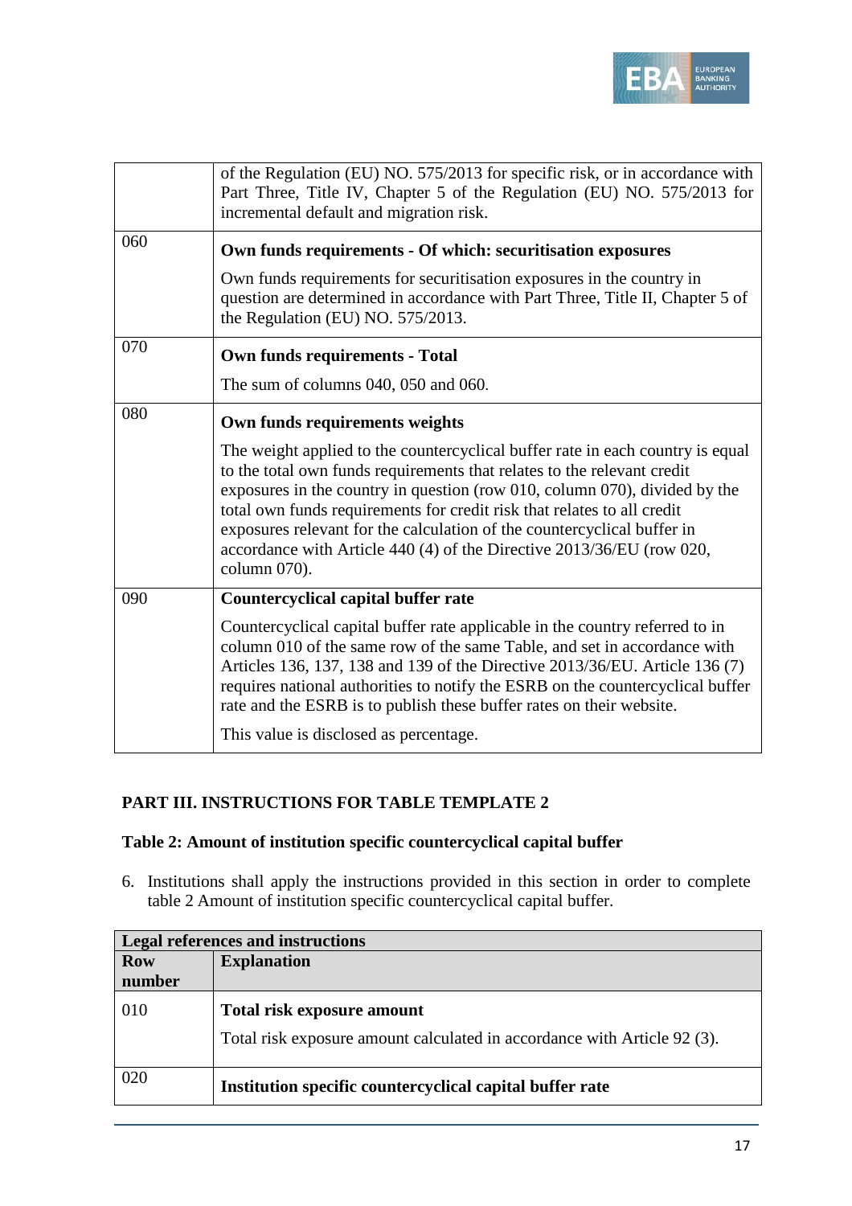| | |
|---|---|
| | of the Regulation (EU) NO. 575/2013 for specific risk, or in accordance with Part Three, Title IV, Chapter 5 of the Regulation (EU) NO. 575/2013 for incremental default and migration risk. |
| 060 | **Own funds requirements - Of which: securitisation exposures**<br><br>Own funds requirements for securitisation exposures in the country in question are determined in accordance with Part Three, Title II, Chapter 5 of the Regulation (EU) NO. 575/2013. |
| 070 | **Own funds requirements - Total**<br><br>The sum of columns 040, 050 and 060. |
| 080 | **Own funds requirements weights**<br><br>The weight applied to the countercyclical buffer rate in each country is equal to the total own funds requirements that relates to the relevant credit exposures in the country in question (row 010, column 070), divided by the total own funds requirements for credit risk that relates to all credit exposures relevant for the calculation of the countercyclical buffer in accordance with Article 440 (4) of the Directive 2013/36/EU (row 020, column 070). |
| 090 | **Countercyclical capital buffer rate**<br><br>Countercyclical capital buffer rate applicable in the country referred to in column 010 of the same row of the same Table, and set in accordance with Articles 136, 137, 138 and 139 of the Directive 2013/36/EU. Article 136 (7) requires national authorities to notify the ESRB on the countercyclical buffer rate and the ESRB is to publish these buffer rates on their website.<br><br>This value is disclosed as percentage. |

## PART III. INSTRUCTIONS FOR TABLE TEMPLATE 2

### Table 2: Amount of institution specific countercyclical capital buffer

6. Institutions shall apply the instructions provided in this section in order to complete table 2 Amount of institution specific countercyclical capital buffer.

| **Legal references and instructions** | |
|---|---|
| **Row number** | **Explanation** |
| 010 | **Total risk exposure amount**<br><br>Total risk exposure amount calculated in accordance with Article 92 (3). |
| 020 | **Institution specific countercyclical capital buffer rate** |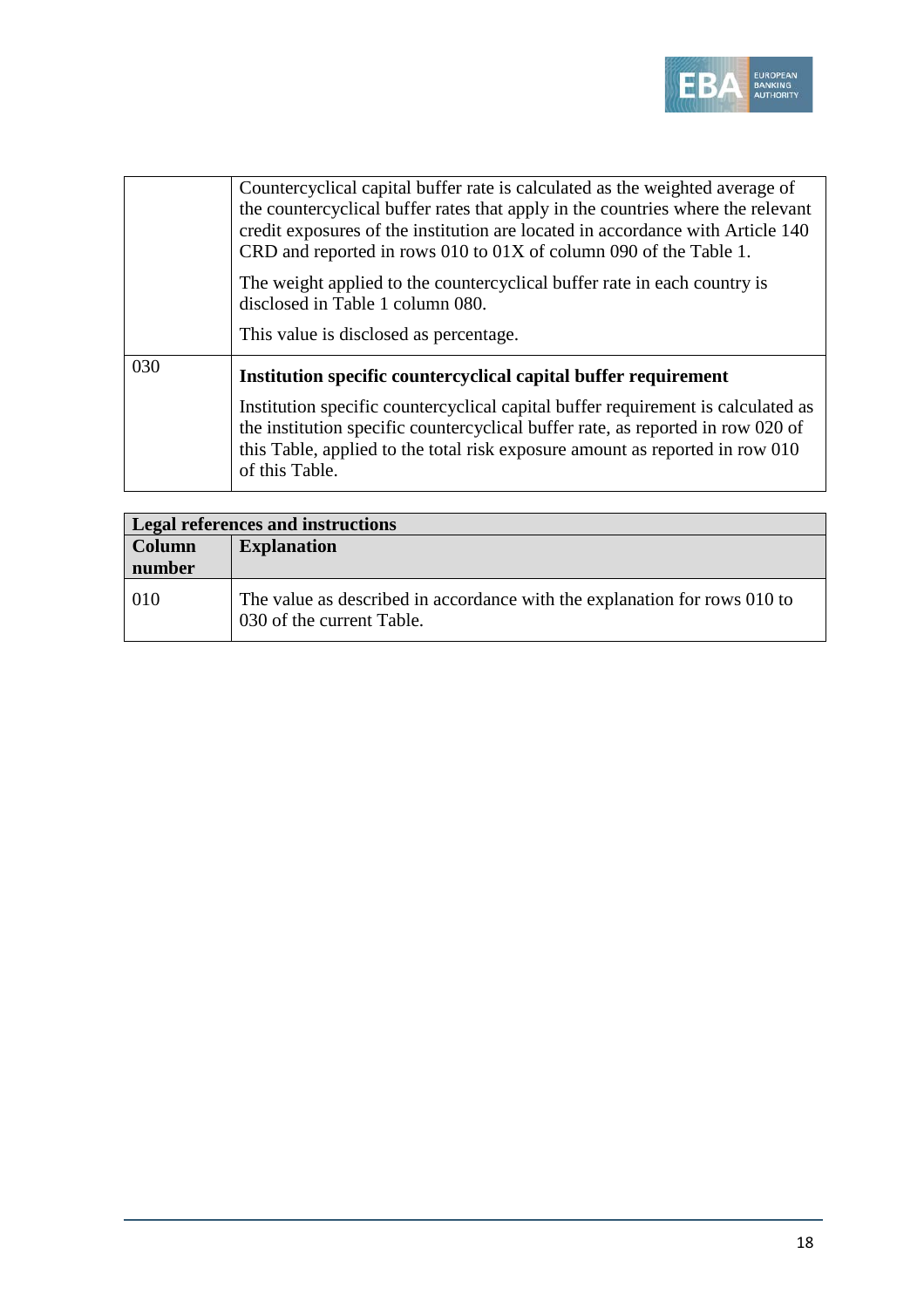| | |
|---|---|
| | Countercyclical capital buffer rate is calculated as the weighted average of the countercyclical buffer rates that apply in the countries where the relevant credit exposures of the institution are located in accordance with Article 140 CRD and reported in rows 010 to 01X of column 090 of the Table 1. <br><br> The weight applied to the countercyclical buffer rate in each country is disclosed in Table 1 column 080. <br><br> This value is disclosed as percentage. |
| 030 | **Institution specific countercyclical capital buffer requirement** <br><br> Institution specific countercyclical capital buffer requirement is calculated as the institution specific countercyclical buffer rate, as reported in row 020 of this Table, applied to the total risk exposure amount as reported in row 010 of this Table. |

| **Legal references and instructions** | |
|---|---|
| **Column number** | **Explanation** |
| 010 | The value as described in accordance with the explanation for rows 010 to 030 of the current Table. |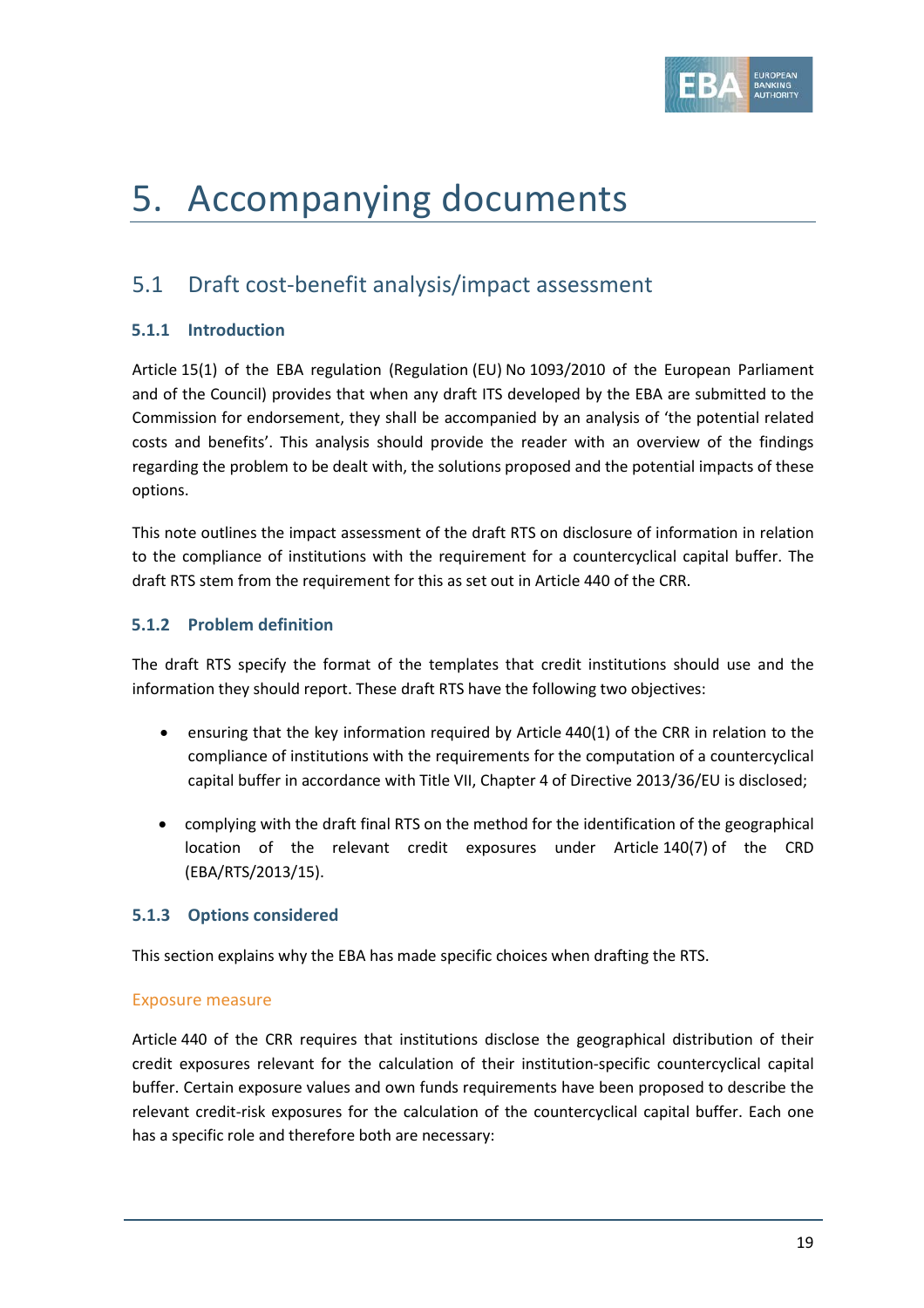# 5. Accompanying documents

## 5.1 Draft cost-benefit analysis/impact assessment

### 5.1.1 Introduction

Article 15(1) of the EBA regulation (Regulation (EU) No 1093/2010 of the European Parliament and of the Council) provides that when any draft ITS developed by the EBA are submitted to the Commission for endorsement, they shall be accompanied by an analysis of 'the potential related costs and benefits'. This analysis should provide the reader with an overview of the findings regarding the problem to be dealt with, the solutions proposed and the potential impacts of these options.

This note outlines the impact assessment of the draft RTS on disclosure of information in relation to the compliance of institutions with the requirement for a countercyclical capital buffer. The draft RTS stem from the requirement for this as set out in Article 440 of the CRR.

### 5.1.2 Problem definition

The draft RTS specify the format of the templates that credit institutions should use and the information they should report. These draft RTS have the following two objectives:

- ensuring that the key information required by Article 440(1) of the CRR in relation to the compliance of institutions with the requirements for the computation of a countercyclical capital buffer in accordance with Title VII, Chapter 4 of Directive 2013/36/EU is disclosed;
- complying with the draft final RTS on the method for the identification of the geographical location of the relevant credit exposures under Article 140(7) of the CRD (EBA/RTS/2013/15).

### 5.1.3 Options considered

This section explains why the EBA has made specific choices when drafting the RTS.

#### Exposure measure

Article 440 of the CRR requires that institutions disclose the geographical distribution of their credit exposures relevant for the calculation of their institution-specific countercyclical capital buffer. Certain exposure values and own funds requirements have been proposed to describe the relevant credit-risk exposures for the calculation of the countercyclical capital buffer. Each one has a specific role and therefore both are necessary: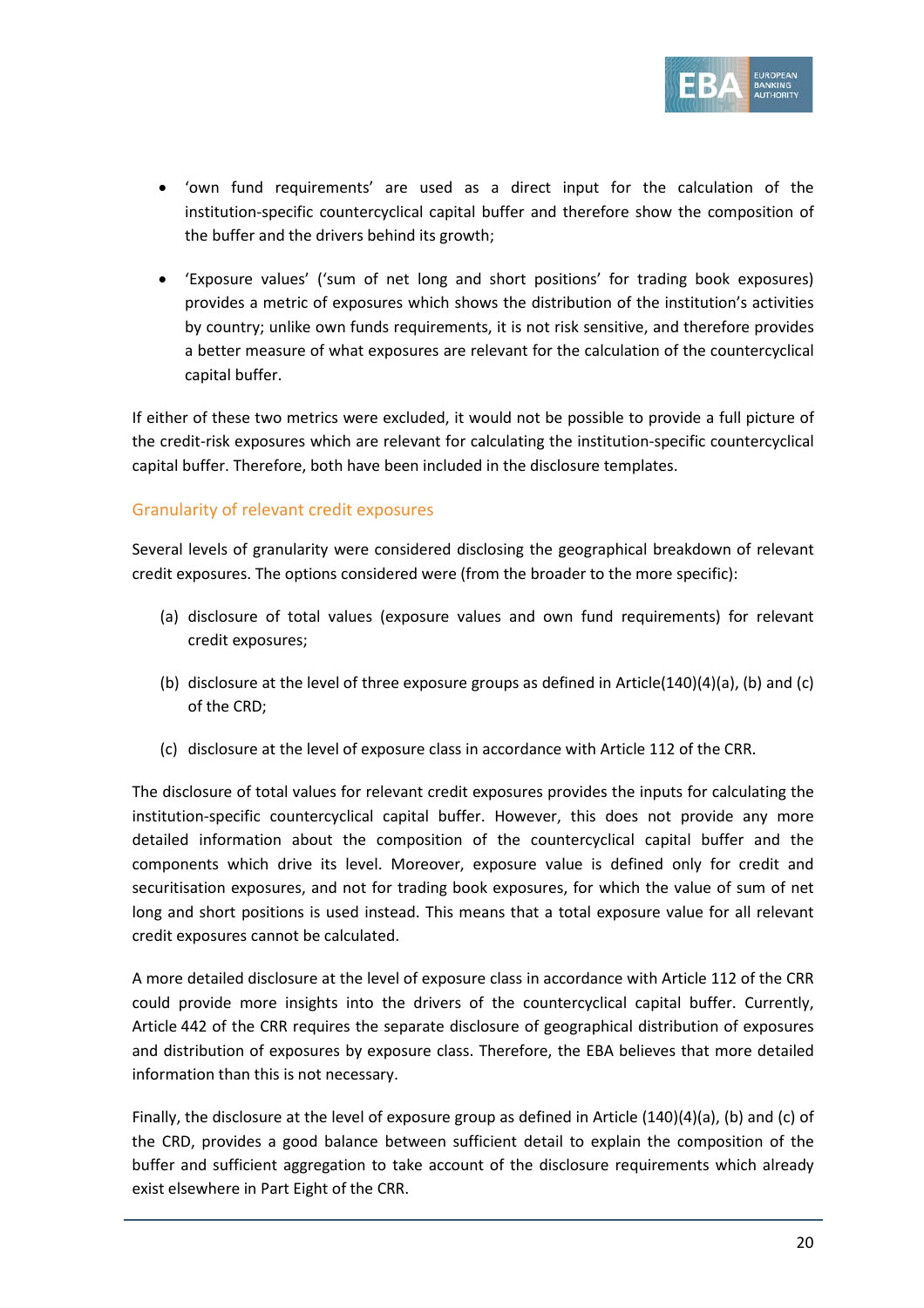- 'own fund requirements' are used as a direct input for the calculation of the institution-specific countercyclical capital buffer and therefore show the composition of the buffer and the drivers behind its growth;

- 'Exposure values' ('sum of net long and short positions' for trading book exposures) provides a metric of exposures which shows the distribution of the institution's activities by country; unlike own funds requirements, it is not risk sensitive, and therefore provides a better measure of what exposures are relevant for the calculation of the countercyclical capital buffer.

If either of these two metrics were excluded, it would not be possible to provide a full picture of the credit-risk exposures which are relevant for calculating the institution-specific countercyclical capital buffer. Therefore, both have been included in the disclosure templates.

### Granularity of relevant credit exposures

Several levels of granularity were considered disclosing the geographical breakdown of relevant credit exposures. The options considered were (from the broader to the more specific):

(a) disclosure of total values (exposure values and own fund requirements) for relevant credit exposures;

(b) disclosure at the level of three exposure groups as defined in Article(140)(4)(a), (b) and (c) of the CRD;

(c) disclosure at the level of exposure class in accordance with Article 112 of the CRR.

The disclosure of total values for relevant credit exposures provides the inputs for calculating the institution-specific countercyclical capital buffer. However, this does not provide any more detailed information about the composition of the countercyclical capital buffer and the components which drive its level. Moreover, exposure value is defined only for credit and securitisation exposures, and not for trading book exposures, for which the value of sum of net long and short positions is used instead. This means that a total exposure value for all relevant credit exposures cannot be calculated.

A more detailed disclosure at the level of exposure class in accordance with Article 112 of the CRR could provide more insights into the drivers of the countercyclical capital buffer. Currently, Article 442 of the CRR requires the separate disclosure of geographical distribution of exposures and distribution of exposures by exposure class. Therefore, the EBA believes that more detailed information than this is not necessary.

Finally, the disclosure at the level of exposure group as defined in Article (140)(4)(a), (b) and (c) of the CRD, provides a good balance between sufficient detail to explain the composition of the buffer and sufficient aggregation to take account of the disclosure requirements which already exist elsewhere in Part Eight of the CRR.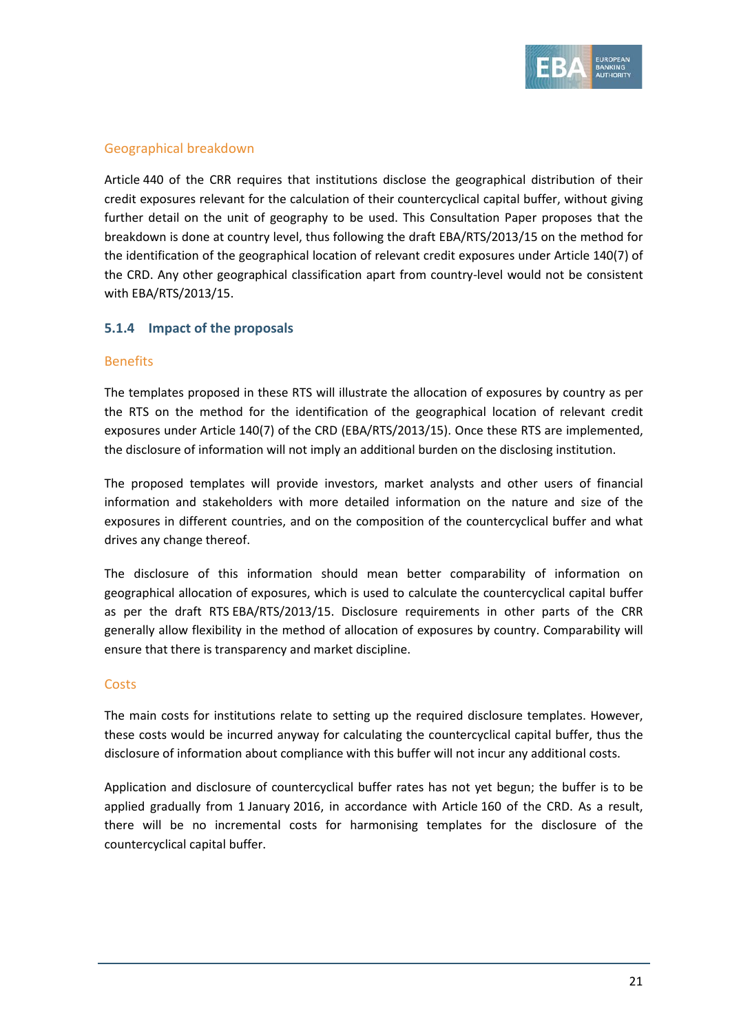#### Geographical breakdown

Article 440 of the CRR requires that institutions disclose the geographical distribution of their credit exposures relevant for the calculation of their countercyclical capital buffer, without giving further detail on the unit of geography to be used. This Consultation Paper proposes that the breakdown is done at country level, thus following the draft EBA/RTS/2013/15 on the method for the identification of the geographical location of relevant credit exposures under Article 140(7) of the CRD. Any other geographical classification apart from country-level would not be consistent with EBA/RTS/2013/15.

### 5.1.4 Impact of the proposals

#### Benefits

The templates proposed in these RTS will illustrate the allocation of exposures by country as per the RTS on the method for the identification of the geographical location of relevant credit exposures under Article 140(7) of the CRD (EBA/RTS/2013/15). Once these RTS are implemented, the disclosure of information will not imply an additional burden on the disclosing institution.

The proposed templates will provide investors, market analysts and other users of financial information and stakeholders with more detailed information on the nature and size of the exposures in different countries, and on the composition of the countercyclical buffer and what drives any change thereof.

The disclosure of this information should mean better comparability of information on geographical allocation of exposures, which is used to calculate the countercyclical capital buffer as per the draft RTS EBA/RTS/2013/15. Disclosure requirements in other parts of the CRR generally allow flexibility in the method of allocation of exposures by country. Comparability will ensure that there is transparency and market discipline.

#### Costs

The main costs for institutions relate to setting up the required disclosure templates. However, these costs would be incurred anyway for calculating the countercyclical capital buffer, thus the disclosure of information about compliance with this buffer will not incur any additional costs.

Application and disclosure of countercyclical buffer rates has not yet begun; the buffer is to be applied gradually from 1 January 2016, in accordance with Article 160 of the CRD. As a result, there will be no incremental costs for harmonising templates for the disclosure of the countercyclical capital buffer.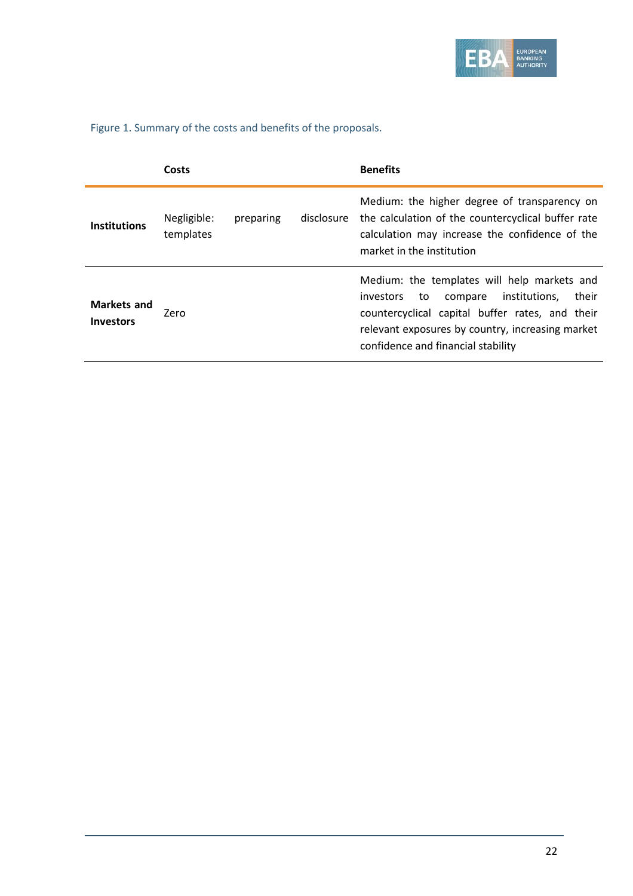Figure 1. Summary of the costs and benefits of the proposals.

| | Costs | Benefits |
|---|---|---|
| **Institutions** | Negligible: preparing disclosure templates | Medium: the higher degree of transparency on the calculation of the countercyclical buffer rate calculation may increase the confidence of the market in the institution |
| **Markets and Investors** | Zero | Medium: the templates will help markets and investors to compare institutions, their countercyclical capital buffer rates, and their relevant exposures by country, increasing market confidence and financial stability |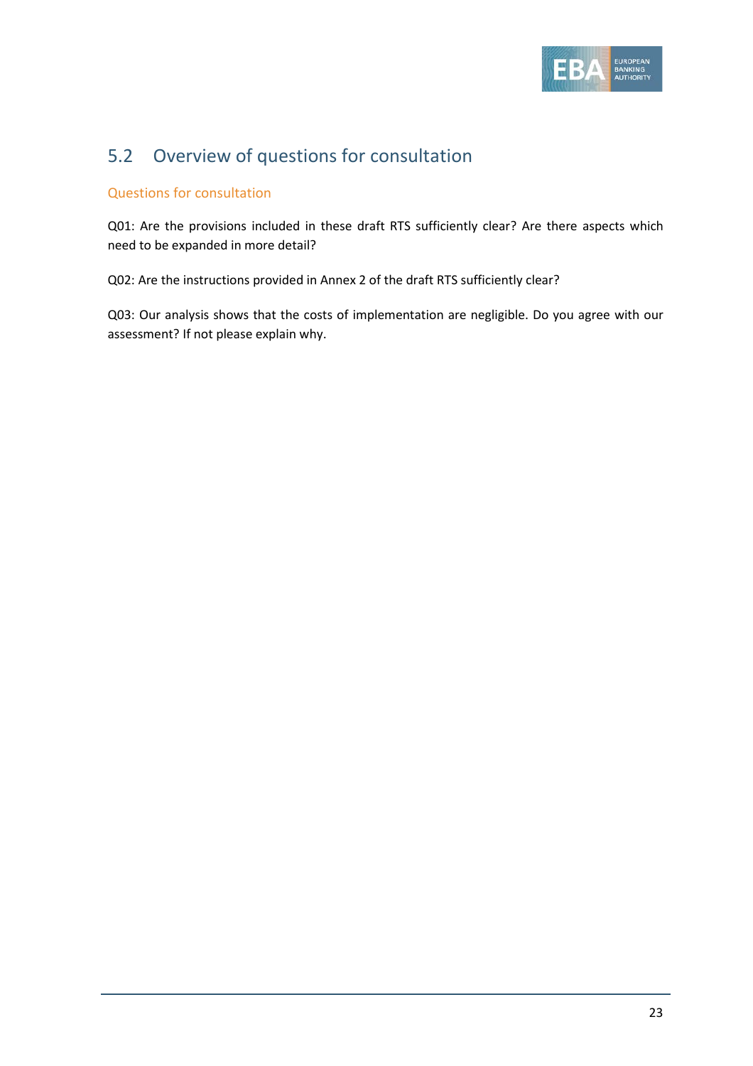## 5.2 Overview of questions for consultation

### Questions for consultation

Q01: Are the provisions included in these draft RTS sufficiently clear? Are there aspects which need to be expanded in more detail?

Q02: Are the instructions provided in Annex 2 of the draft RTS sufficiently clear?

Q03: Our analysis shows that the costs of implementation are negligible. Do you agree with our assessment? If not please explain why.